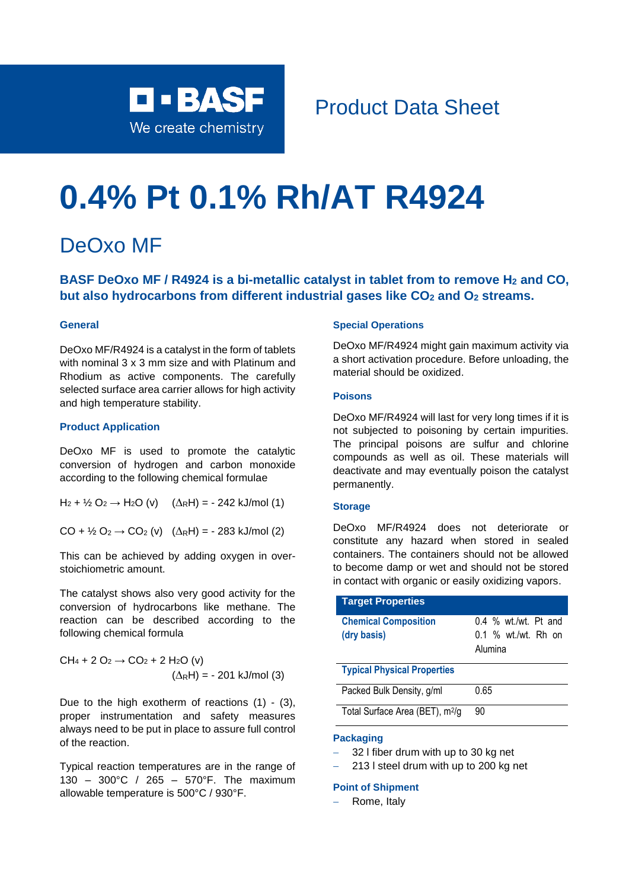BASF
We create chemistry

Product Data Sheet

# 0.4% Pt 0.1% Rh/AT R4924

## DeOxo MF

**BASF DeOxo MF / R4924 is a bi-metallic catalyst in tablet from to remove $H_2$ and CO, but also hydrocarbons from different industrial gases like $CO_2$ and $O_2$ streams.**

### General

DeOxo MF/R4924 is a catalyst in the form of tablets with nominal 3 x 3 mm size and with Platinum and Rhodium as active components. The carefully selected surface area carrier allows for high activity and high temperature stability.

### Product Application

DeOxo MF is used to promote the catalytic conversion of hydrogen and carbon monoxide according to the following chemical formulae

$$H_2 + ½ O_2 \rightarrow H_2O\ (v) \quad (\Delta_R H) = -\ 242\ kJ/mol\ (1)$$

$$CO + ½ O_2 \rightarrow CO_2\ (v) \quad (\Delta_R H) = -\ 283\ kJ/mol\ (2)$$

This can be achieved by adding oxygen in over-stoichiometric amount.

The catalyst shows also very good activity for the conversion of hydrocarbons like methane. The reaction can be described according to the following chemical formula

$$CH_4 + 2\ O_2 \rightarrow CO_2 + 2\ H_2O\ (v) \quad (\Delta_R H) = -\ 201\ kJ/mol\ (3)$$

Due to the high exotherm of reactions (1) - (3), proper instrumentation and safety measures always need to be put in place to assure full control of the reaction.

Typical reaction temperatures are in the range of 130 – 300°C / 265 – 570°F. The maximum allowable temperature is 500°C / 930°F.

### Special Operations

DeOxo MF/R4924 might gain maximum activity via a short activation procedure. Before unloading, the material should be oxidized.

### Poisons

DeOxo MF/R4924 will last for very long times if it is not subjected to poisoning by certain impurities. The principal poisons are sulfur and chlorine compounds as well as oil. These materials will deactivate and may eventually poison the catalyst permanently.

### Storage

DeOxo MF/R4924 does not deteriorate or constitute any hazard when stored in sealed containers. The containers should not be allowed to become damp or wet and should not be stored in contact with organic or easily oxidizing vapors.

| Target Properties | |
|---|---|
| **Chemical Composition (dry basis)** | 0.4 % wt./wt. Pt and 0.1 % wt./wt. Rh on Alumina |
| **Typical Physical Properties** | |
| Packed Bulk Density, g/ml | 0.65 |
| Total Surface Area (BET), $m^2/g$ | 90 |

### Packaging

- 32 l fiber drum with up to 30 kg net
- 213 l steel drum with up to 200 kg net

### Point of Shipment

- Rome, Italy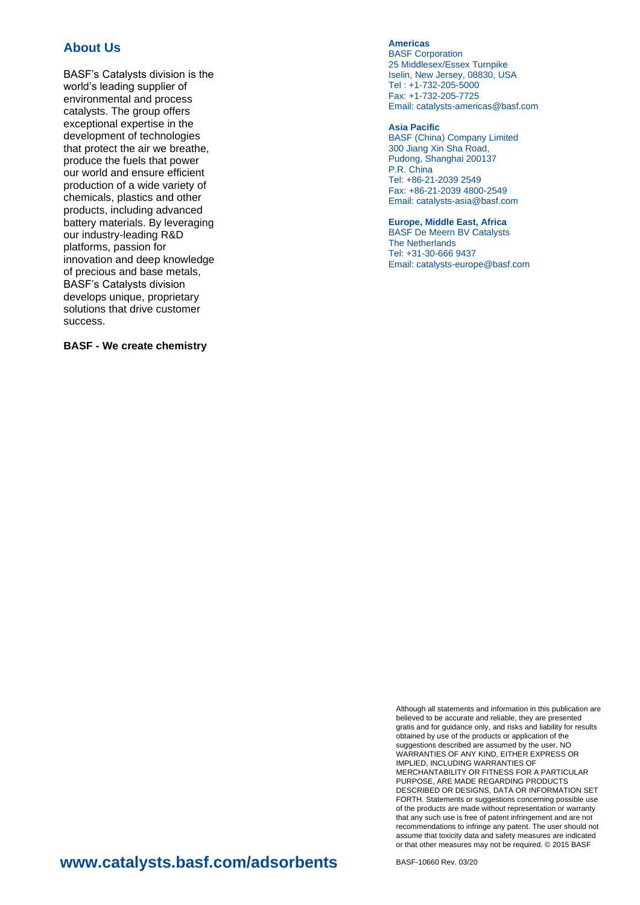## About Us

BASF's Catalysts division is the world's leading supplier of environmental and process catalysts. The group offers exceptional expertise in the development of technologies that protect the air we breathe, produce the fuels that power our world and ensure efficient production of a wide variety of chemicals, plastics and other products, including advanced battery materials. By leveraging our industry-leading R&D platforms, passion for innovation and deep knowledge of precious and base metals, BASF's Catalysts division develops unique, proprietary solutions that drive customer success.

**BASF - We create chemistry**

**Americas**
BASF Corporation
25 Middlesex/Essex Turnpike
Iselin, New Jersey, 08830, USA
Tel : +1-732-205-5000
Fax: +1-732-205-7725
Email: catalysts-americas@basf.com

**Asia Pacific**
BASF (China) Company Limited
300 Jiang Xin Sha Road,
Pudong, Shanghai 200137
P.R. China
Tel: +86-21-2039 2549
Fax: +86-21-2039 4800-2549
Email: catalysts-asia@basf.com

**Europe, Middle East, Africa**
BASF De Meern BV Catalysts
The Netherlands
Tel: +31-30-666 9437
Email: catalysts-europe@basf.com

Although all statements and information in this publication are believed to be accurate and reliable, they are presented gratis and for guidance only, and risks and liability for results obtained by use of the products or application of the suggestions described are assumed by the user. NO WARRANTIES OF ANY KIND, EITHER EXPRESS OR IMPLIED, INCLUDING WARRANTIES OF MERCHANTABILITY OR FITNESS FOR A PARTICULAR PURPOSE, ARE MADE REGARDING PRODUCTS DESCRIBED OR DESIGNS, DATA OR INFORMATION SET FORTH. Statements or suggestions concerning possible use of the products are made without representation or warranty that any such use is free of patent infringement and are not recommendations to infringe any patent. The user should not assume that toxicity data and safety measures are indicated or that other measures may not be required. © 2015 BASF

**www.catalysts.basf.com/adsorbents**

BASF-10660 Rev. 03/20